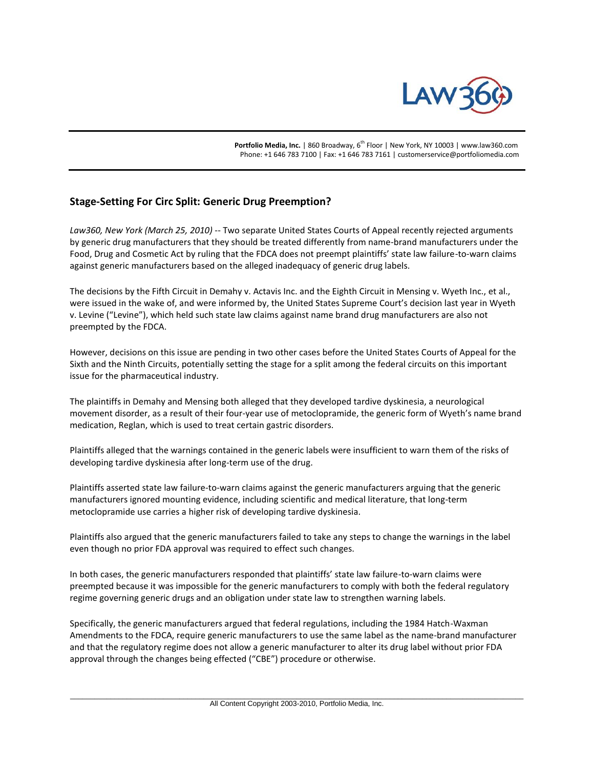Portfolio Media, Inc. | 860 Broadway, 6th Floor | New York, NY 10003 | www.law360.com
Phone: +1 646 783 7100 | Fax: +1 646 783 7161 | customerservice@portfoliomedia.com

## Stage-Setting For Circ Split: Generic Drug Preemption?

*Law360, New York (March 25, 2010)* -- Two separate United States Courts of Appeal recently rejected arguments by generic drug manufacturers that they should be treated differently from name-brand manufacturers under the Food, Drug and Cosmetic Act by ruling that the FDCA does not preempt plaintiffs' state law failure-to-warn claims against generic manufacturers based on the alleged inadequacy of generic drug labels.

The decisions by the Fifth Circuit in Demahy v. Actavis Inc. and the Eighth Circuit in Mensing v. Wyeth Inc., et al., were issued in the wake of, and were informed by, the United States Supreme Court's decision last year in Wyeth v. Levine ("Levine"), which held such state law claims against name brand drug manufacturers are also not preempted by the FDCA.

However, decisions on this issue are pending in two other cases before the United States Courts of Appeal for the Sixth and the Ninth Circuits, potentially setting the stage for a split among the federal circuits on this important issue for the pharmaceutical industry.

The plaintiffs in Demahy and Mensing both alleged that they developed tardive dyskinesia, a neurological movement disorder, as a result of their four-year use of metoclopramide, the generic form of Wyeth's name brand medication, Reglan, which is used to treat certain gastric disorders.

Plaintiffs alleged that the warnings contained in the generic labels were insufficient to warn them of the risks of developing tardive dyskinesia after long-term use of the drug.

Plaintiffs asserted state law failure-to-warn claims against the generic manufacturers arguing that the generic manufacturers ignored mounting evidence, including scientific and medical literature, that long-term metoclopramide use carries a higher risk of developing tardive dyskinesia.

Plaintiffs also argued that the generic manufacturers failed to take any steps to change the warnings in the label even though no prior FDA approval was required to effect such changes.

In both cases, the generic manufacturers responded that plaintiffs' state law failure-to-warn claims were preempted because it was impossible for the generic manufacturers to comply with both the federal regulatory regime governing generic drugs and an obligation under state law to strengthen warning labels.

Specifically, the generic manufacturers argued that federal regulations, including the 1984 Hatch-Waxman Amendments to the FDCA, require generic manufacturers to use the same label as the name-brand manufacturer and that the regulatory regime does not allow a generic manufacturer to alter its drug label without prior FDA approval through the changes being effected ("CBE") procedure or otherwise.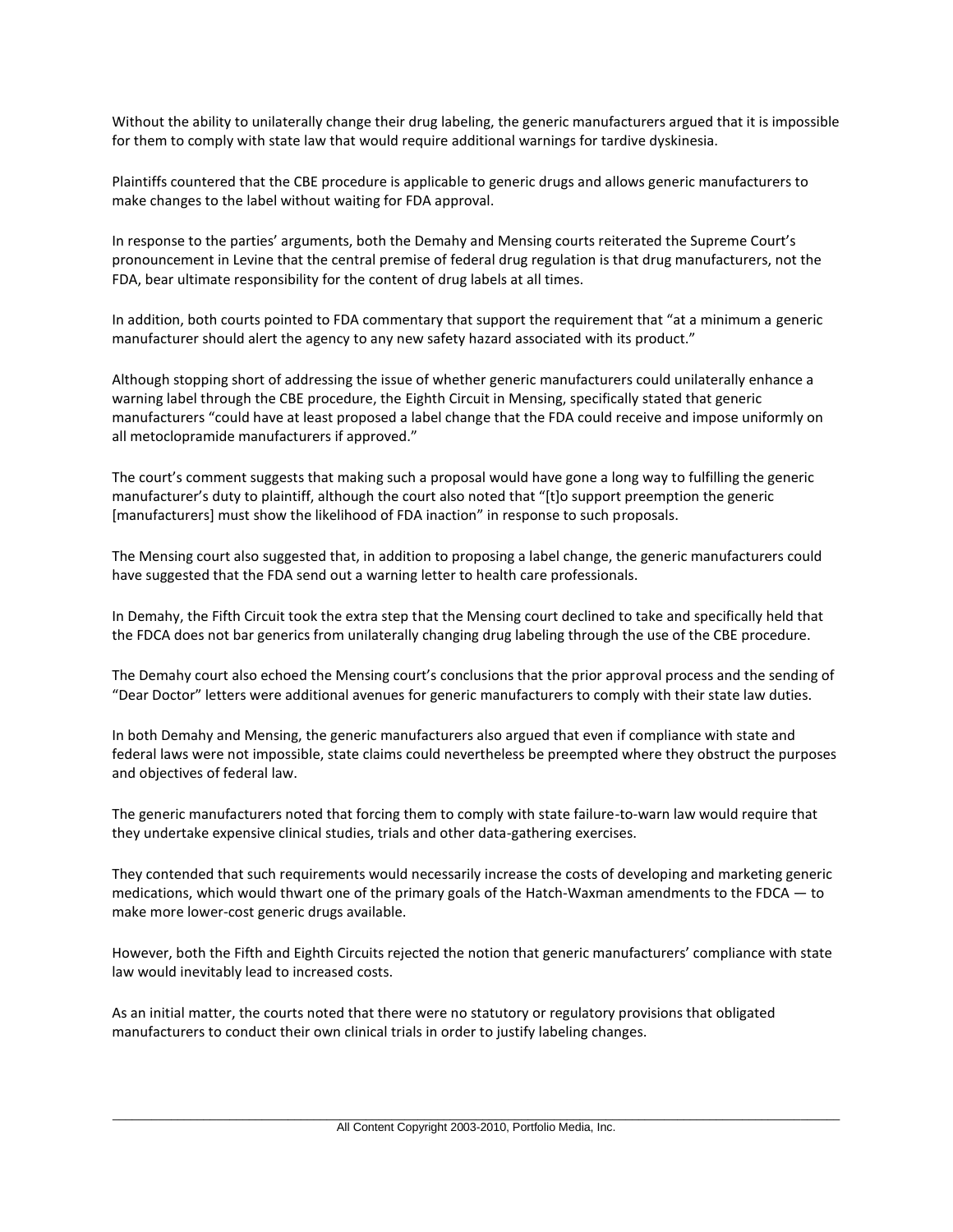Without the ability to unilaterally change their drug labeling, the generic manufacturers argued that it is impossible for them to comply with state law that would require additional warnings for tardive dyskinesia.

Plaintiffs countered that the CBE procedure is applicable to generic drugs and allows generic manufacturers to make changes to the label without waiting for FDA approval.

In response to the parties' arguments, both the Demahy and Mensing courts reiterated the Supreme Court's pronouncement in Levine that the central premise of federal drug regulation is that drug manufacturers, not the FDA, bear ultimate responsibility for the content of drug labels at all times.

In addition, both courts pointed to FDA commentary that support the requirement that "at a minimum a generic manufacturer should alert the agency to any new safety hazard associated with its product."

Although stopping short of addressing the issue of whether generic manufacturers could unilaterally enhance a warning label through the CBE procedure, the Eighth Circuit in Mensing, specifically stated that generic manufacturers "could have at least proposed a label change that the FDA could receive and impose uniformly on all metoclopramide manufacturers if approved."

The court's comment suggests that making such a proposal would have gone a long way to fulfilling the generic manufacturer's duty to plaintiff, although the court also noted that "[t]o support preemption the generic [manufacturers] must show the likelihood of FDA inaction" in response to such proposals.

The Mensing court also suggested that, in addition to proposing a label change, the generic manufacturers could have suggested that the FDA send out a warning letter to health care professionals.

In Demahy, the Fifth Circuit took the extra step that the Mensing court declined to take and specifically held that the FDCA does not bar generics from unilaterally changing drug labeling through the use of the CBE procedure.

The Demahy court also echoed the Mensing court's conclusions that the prior approval process and the sending of "Dear Doctor" letters were additional avenues for generic manufacturers to comply with their state law duties.

In both Demahy and Mensing, the generic manufacturers also argued that even if compliance with state and federal laws were not impossible, state claims could nevertheless be preempted where they obstruct the purposes and objectives of federal law.

The generic manufacturers noted that forcing them to comply with state failure-to-warn law would require that they undertake expensive clinical studies, trials and other data-gathering exercises.

They contended that such requirements would necessarily increase the costs of developing and marketing generic medications, which would thwart one of the primary goals of the Hatch-Waxman amendments to the FDCA — to make more lower-cost generic drugs available.

However, both the Fifth and Eighth Circuits rejected the notion that generic manufacturers' compliance with state law would inevitably lead to increased costs.

As an initial matter, the courts noted that there were no statutory or regulatory provisions that obligated manufacturers to conduct their own clinical trials in order to justify labeling changes.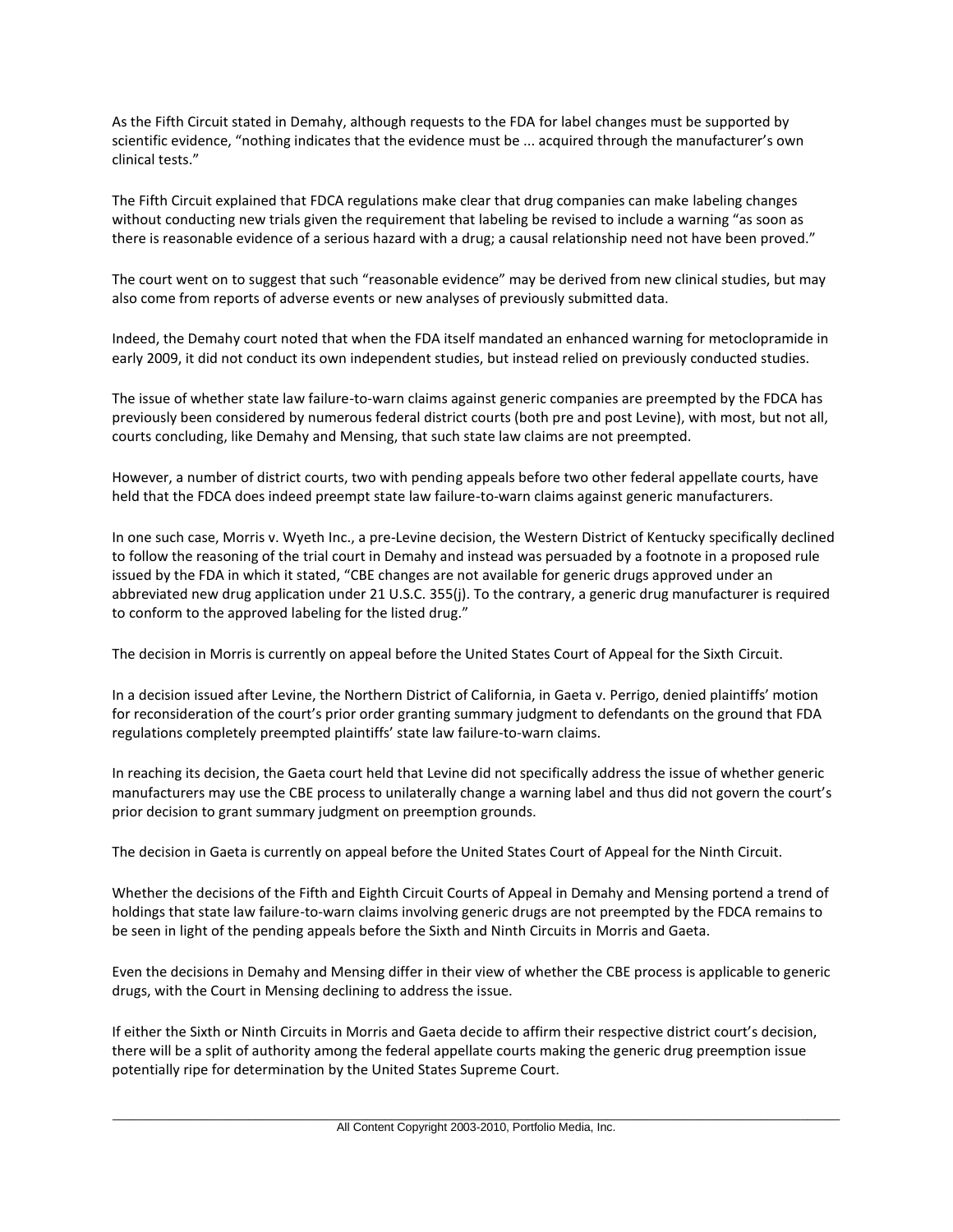As the Fifth Circuit stated in Demahy, although requests to the FDA for label changes must be supported by scientific evidence, "nothing indicates that the evidence must be ... acquired through the manufacturer's own clinical tests."

The Fifth Circuit explained that FDCA regulations make clear that drug companies can make labeling changes without conducting new trials given the requirement that labeling be revised to include a warning "as soon as there is reasonable evidence of a serious hazard with a drug; a causal relationship need not have been proved."

The court went on to suggest that such "reasonable evidence" may be derived from new clinical studies, but may also come from reports of adverse events or new analyses of previously submitted data.

Indeed, the Demahy court noted that when the FDA itself mandated an enhanced warning for metoclopramide in early 2009, it did not conduct its own independent studies, but instead relied on previously conducted studies.

The issue of whether state law failure-to-warn claims against generic companies are preempted by the FDCA has previously been considered by numerous federal district courts (both pre and post Levine), with most, but not all, courts concluding, like Demahy and Mensing, that such state law claims are not preempted.

However, a number of district courts, two with pending appeals before two other federal appellate courts, have held that the FDCA does indeed preempt state law failure-to-warn claims against generic manufacturers.

In one such case, Morris v. Wyeth Inc., a pre-Levine decision, the Western District of Kentucky specifically declined to follow the reasoning of the trial court in Demahy and instead was persuaded by a footnote in a proposed rule issued by the FDA in which it stated, "CBE changes are not available for generic drugs approved under an abbreviated new drug application under 21 U.S.C. 355(j). To the contrary, a generic drug manufacturer is required to conform to the approved labeling for the listed drug."

The decision in Morris is currently on appeal before the United States Court of Appeal for the Sixth Circuit.

In a decision issued after Levine, the Northern District of California, in Gaeta v. Perrigo, denied plaintiffs' motion for reconsideration of the court's prior order granting summary judgment to defendants on the ground that FDA regulations completely preempted plaintiffs' state law failure-to-warn claims.

In reaching its decision, the Gaeta court held that Levine did not specifically address the issue of whether generic manufacturers may use the CBE process to unilaterally change a warning label and thus did not govern the court's prior decision to grant summary judgment on preemption grounds.

The decision in Gaeta is currently on appeal before the United States Court of Appeal for the Ninth Circuit.

Whether the decisions of the Fifth and Eighth Circuit Courts of Appeal in Demahy and Mensing portend a trend of holdings that state law failure-to-warn claims involving generic drugs are not preempted by the FDCA remains to be seen in light of the pending appeals before the Sixth and Ninth Circuits in Morris and Gaeta.

Even the decisions in Demahy and Mensing differ in their view of whether the CBE process is applicable to generic drugs, with the Court in Mensing declining to address the issue.

If either the Sixth or Ninth Circuits in Morris and Gaeta decide to affirm their respective district court's decision, there will be a split of authority among the federal appellate courts making the generic drug preemption issue potentially ripe for determination by the United States Supreme Court.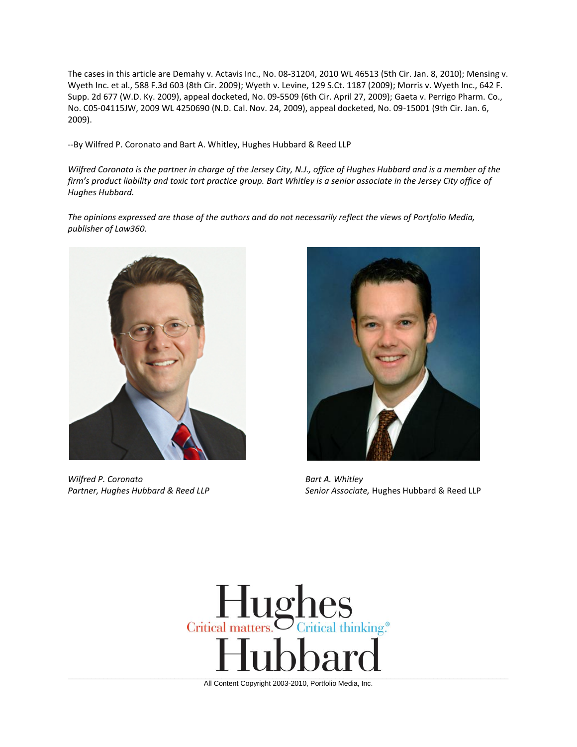The cases in this article are Demahy v. Actavis Inc., No. 08-31204, 2010 WL 46513 (5th Cir. Jan. 8, 2010); Mensing v. Wyeth Inc. et al., 588 F.3d 603 (8th Cir. 2009); Wyeth v. Levine, 129 S.Ct. 1187 (2009); Morris v. Wyeth Inc., 642 F. Supp. 2d 677 (W.D. Ky. 2009), appeal docketed, No. 09-5509 (6th Cir. April 27, 2009); Gaeta v. Perrigo Pharm. Co., No. C05-04115JW, 2009 WL 4250690 (N.D. Cal. Nov. 24, 2009), appeal docketed, No. 09-15001 (9th Cir. Jan. 6, 2009).

--By Wilfred P. Coronato and Bart A. Whitley, Hughes Hubbard & Reed LLP

*Wilfred Coronato is the partner in charge of the Jersey City, N.J., office of Hughes Hubbard and is a member of the firm's product liability and toxic tort practice group. Bart Whitley is a senior associate in the Jersey City office of Hughes Hubbard.*

*The opinions expressed are those of the authors and do not necessarily reflect the views of Portfolio Media, publisher of Law360.*

*Wilfred P. Coronato*
*Partner, Hughes Hubbard & Reed LLP*

*Bart A. Whitley*
*Senior Associate,* Hughes Hubbard & Reed LLP

Hughes Hubbard
Critical matters. Critical thinking.®

All Content Copyright 2003-2010, Portfolio Media, Inc.